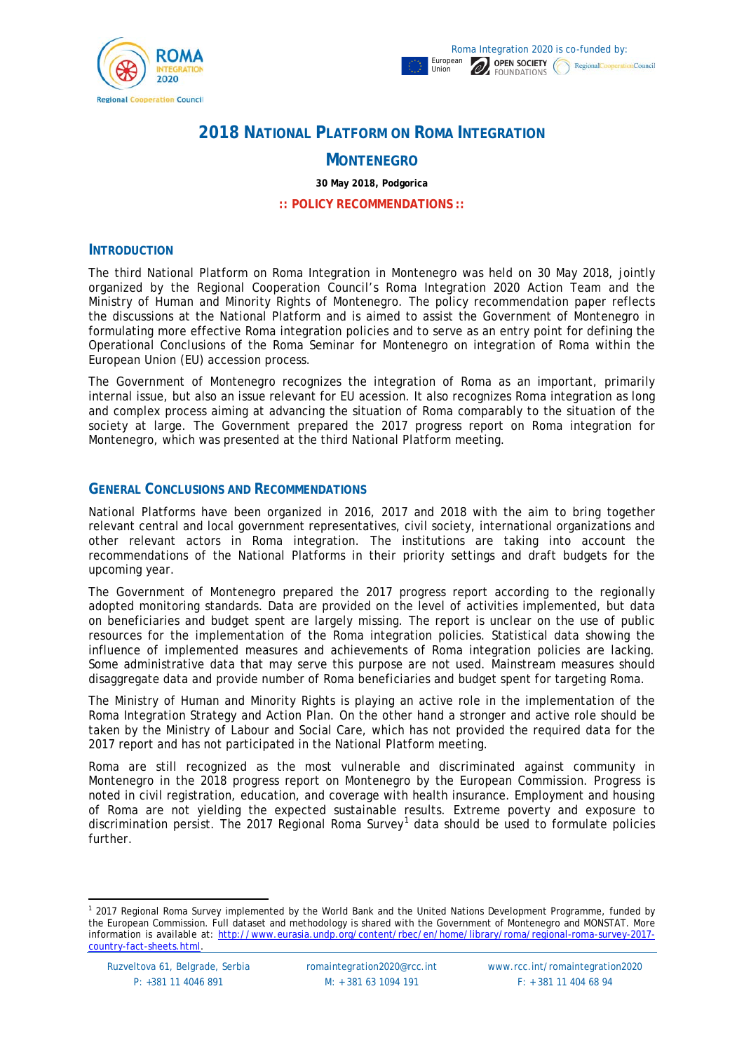# 2018 National Platform on Roma Integration

## Montenegro

**30 May 2018, Podgorica**

**:: POLICY RECOMMENDATIONS ::**

## Introduction

The third National Platform on Roma Integration in Montenegro was held on 30 May 2018, jointly organized by the Regional Cooperation Council's Roma Integration 2020 Action Team and the Ministry of Human and Minority Rights of Montenegro. The policy recommendation paper reflects the discussions at the National Platform and is aimed to assist the Government of Montenegro in formulating more effective Roma integration policies and to serve as an entry point for defining the Operational Conclusions of the Roma Seminar for Montenegro on integration of Roma within the European Union (EU) accession process.

The Government of Montenegro recognizes the integration of Roma as an important, primarily internal issue, but also an issue relevant for EU acession. It also recognizes Roma integration as long and complex process aiming at advancing the situation of Roma comparably to the situation of the society at large. The Government prepared the 2017 progress report on Roma integration for Montenegro, which was presented at the third National Platform meeting.

## General Conclusions and Recommendations

National Platforms have been organized in 2016, 2017 and 2018 with the aim to bring together relevant central and local government representatives, civil society, international organizations and other relevant actors in Roma integration. The institutions are taking into account the recommendations of the National Platforms in their priority settings and draft budgets for the upcoming year.

The Government of Montenegro prepared the 2017 progress report according to the regionally adopted monitoring standards. Data are provided on the level of activities implemented, but data on beneficiaries and budget spent are largely missing. The report is unclear on the use of public resources for the implementation of the Roma integration policies. Statistical data showing the influence of implemented measures and achievements of Roma integration policies are lacking. Some administrative data that may serve this purpose are not used. Mainstream measures should disaggregate data and provide number of Roma beneficiaries and budget spent for targeting Roma.

The Ministry of Human and Minority Rights is playing an active role in the implementation of the Roma Integration Strategy and Action Plan. On the other hand a stronger and active role should be taken by the Ministry of Labour and Social Care, which has not provided the required data for the 2017 report and has not participated in the National Platform meeting.

Roma are still recognized as the most vulnerable and discriminated against community in Montenegro in the 2018 progress report on Montenegro by the European Commission. Progress is noted in civil registration, education, and coverage with health insurance. Employment and housing of Roma are not yielding the expected sustainable results. Extreme poverty and exposure to discrimination persist. The 2017 Regional Roma Survey[1] data should be used to formulate policies further.

[1] 2017 Regional Roma Survey implemented by the World Bank and the United Nations Development Programme, funded by the European Commission. Full dataset and methodology is shared with the Government of Montenegro and MONSTAT. More information is available at: http://www.eurasia.undp.org/content/rbec/en/home/library/roma/regional-roma-survey-2017-country-fact-sheets.html.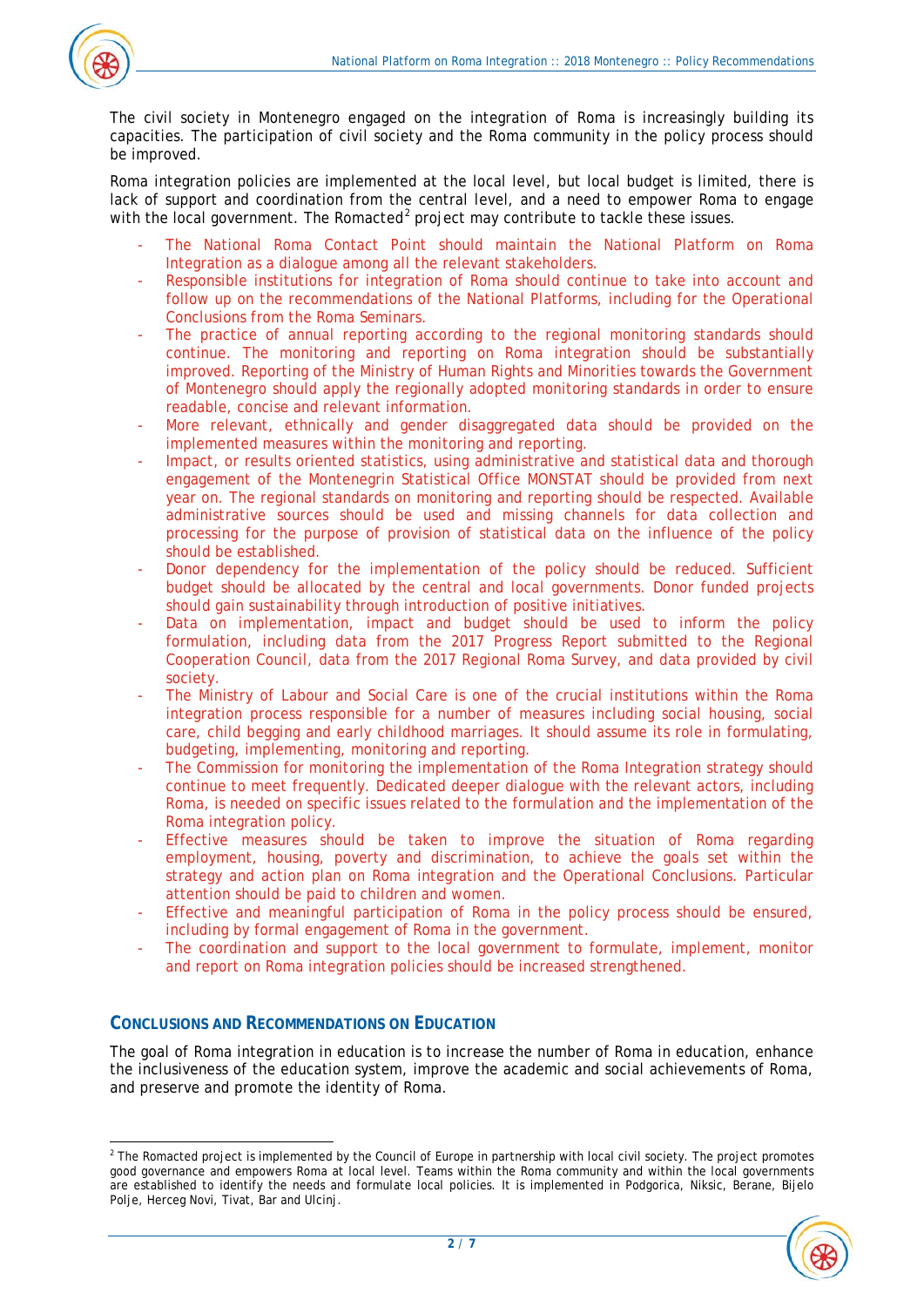The civil society in Montenegro engaged on the integration of Roma is increasingly building its capacities. The participation of civil society and the Roma community in the policy process should be improved.

Roma integration policies are implemented at the local level, but local budget is limited, there is lack of support and coordination from the central level, and a need to empower Roma to engage with the local government. The Romacted[2] project may contribute to tackle these issues.

- The National Roma Contact Point should maintain the National Platform on Roma Integration as a dialogue among all the relevant stakeholders.
- Responsible institutions for integration of Roma should continue to take into account and follow up on the recommendations of the National Platforms, including for the Operational Conclusions from the Roma Seminars.
- The practice of annual reporting according to the regional monitoring standards should continue. The monitoring and reporting on Roma integration should be substantially improved. Reporting of the Ministry of Human Rights and Minorities towards the Government of Montenegro should apply the regionally adopted monitoring standards in order to ensure readable, concise and relevant information.
- More relevant, ethnically and gender disaggregated data should be provided on the implemented measures within the monitoring and reporting.
- Impact, or results oriented statistics, using administrative and statistical data and thorough engagement of the Montenegrin Statistical Office MONSTAT should be provided from next year on. The regional standards on monitoring and reporting should be respected. Available administrative sources should be used and missing channels for data collection and processing for the purpose of provision of statistical data on the influence of the policy should be established.
- Donor dependency for the implementation of the policy should be reduced. Sufficient budget should be allocated by the central and local governments. Donor funded projects should gain sustainability through introduction of positive initiatives.
- Data on implementation, impact and budget should be used to inform the policy formulation, including data from the 2017 Progress Report submitted to the Regional Cooperation Council, data from the 2017 Regional Roma Survey, and data provided by civil society.
- The Ministry of Labour and Social Care is one of the crucial institutions within the Roma integration process responsible for a number of measures including social housing, social care, child begging and early childhood marriages. It should assume its role in formulating, budgeting, implementing, monitoring and reporting.
- The Commission for monitoring the implementation of the Roma Integration strategy should continue to meet frequently. Dedicated deeper dialogue with the relevant actors, including Roma, is needed on specific issues related to the formulation and the implementation of the Roma integration policy.
- Effective measures should be taken to improve the situation of Roma regarding employment, housing, poverty and discrimination, to achieve the goals set within the strategy and action plan on Roma integration and the Operational Conclusions. Particular attention should be paid to children and women.
- Effective and meaningful participation of Roma in the policy process should be ensured, including by formal engagement of Roma in the government.
- The coordination and support to the local government to formulate, implement, monitor and report on Roma integration policies should be increased strengthened.

## Conclusions and Recommendations on Education

The goal of Roma integration in education is to increase the number of Roma in education, enhance the inclusiveness of the education system, improve the academic and social achievements of Roma, and preserve and promote the identity of Roma.

---

[2] The Romacted project is implemented by the Council of Europe in partnership with local civil society. The project promotes good governance and empowers Roma at local level. Teams within the Roma community and within the local governments are established to identify the needs and formulate local policies. It is implemented in Podgorica, Niksic, Berane, Bijelo Polje, Herceg Novi, Tivat, Bar and Ulcinj.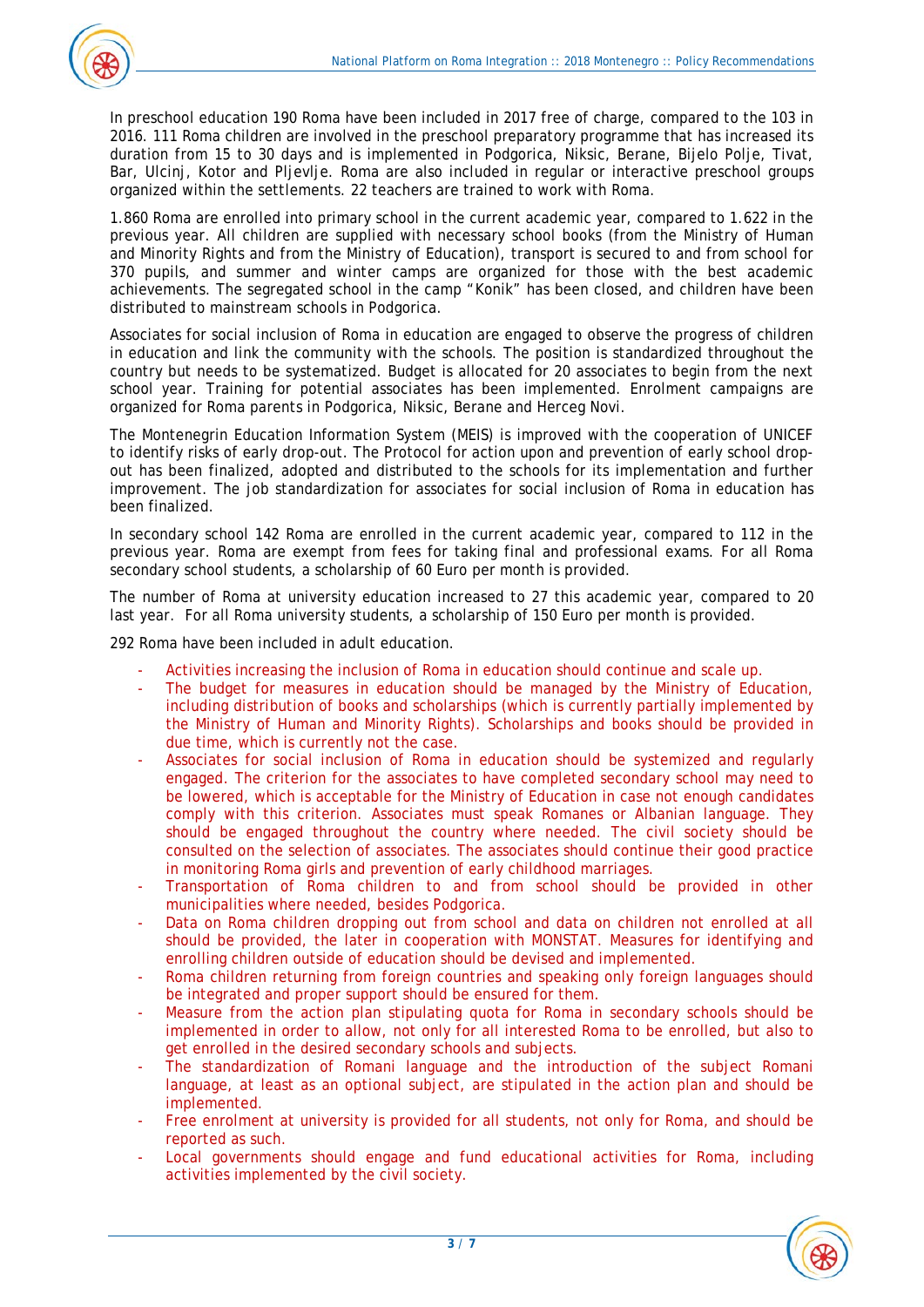In preschool education 190 Roma have been included in 2017 free of charge, compared to the 103 in 2016. 111 Roma children are involved in the preschool preparatory programme that has increased its duration from 15 to 30 days and is implemented in Podgorica, Niksic, Berane, Bijelo Polje, Tivat, Bar, Ulcinj, Kotor and Pljevlje. Roma are also included in regular or interactive preschool groups organized within the settlements. 22 teachers are trained to work with Roma.

1.860 Roma are enrolled into primary school in the current academic year, compared to 1.622 in the previous year. All children are supplied with necessary school books (from the Ministry of Human and Minority Rights and from the Ministry of Education), transport is secured to and from school for 370 pupils, and summer and winter camps are organized for those with the best academic achievements. The segregated school in the camp "Konik" has been closed, and children have been distributed to mainstream schools in Podgorica.

Associates for social inclusion of Roma in education are engaged to observe the progress of children in education and link the community with the schools. The position is standardized throughout the country but needs to be systematized. Budget is allocated for 20 associates to begin from the next school year. Training for potential associates has been implemented. Enrolment campaigns are organized for Roma parents in Podgorica, Niksic, Berane and Herceg Novi.

The Montenegrin Education Information System (MEIS) is improved with the cooperation of UNICEF to identify risks of early drop-out. The Protocol for action upon and prevention of early school drop-out has been finalized, adopted and distributed to the schools for its implementation and further improvement. The job standardization for associates for social inclusion of Roma in education has been finalized.

In secondary school 142 Roma are enrolled in the current academic year, compared to 112 in the previous year. Roma are exempt from fees for taking final and professional exams. For all Roma secondary school students, a scholarship of 60 Euro per month is provided.

The number of Roma at university education increased to 27 this academic year, compared to 20 last year. For all Roma university students, a scholarship of 150 Euro per month is provided.

292 Roma have been included in adult education.

- Activities increasing the inclusion of Roma in education should continue and scale up.
- The budget for measures in education should be managed by the Ministry of Education, including distribution of books and scholarships (which is currently partially implemented by the Ministry of Human and Minority Rights). Scholarships and books should be provided in due time, which is currently not the case.
- Associates for social inclusion of Roma in education should be systemized and regularly engaged. The criterion for the associates to have completed secondary school may need to be lowered, which is acceptable for the Ministry of Education in case not enough candidates comply with this criterion. Associates must speak Romanes or Albanian language. They should be engaged throughout the country where needed. The civil society should be consulted on the selection of associates. The associates should continue their good practice in monitoring Roma girls and prevention of early childhood marriages.
- Transportation of Roma children to and from school should be provided in other municipalities where needed, besides Podgorica.
- Data on Roma children dropping out from school and data on children not enrolled at all should be provided, the later in cooperation with MONSTAT. Measures for identifying and enrolling children outside of education should be devised and implemented.
- Roma children returning from foreign countries and speaking only foreign languages should be integrated and proper support should be ensured for them.
- Measure from the action plan stipulating quota for Roma in secondary schools should be implemented in order to allow, not only for all interested Roma to be enrolled, but also to get enrolled in the desired secondary schools and subjects.
- The standardization of Romani language and the introduction of the subject Romani language, at least as an optional subject, are stipulated in the action plan and should be implemented.
- Free enrolment at university is provided for all students, not only for Roma, and should be reported as such.
- Local governments should engage and fund educational activities for Roma, including activities implemented by the civil society.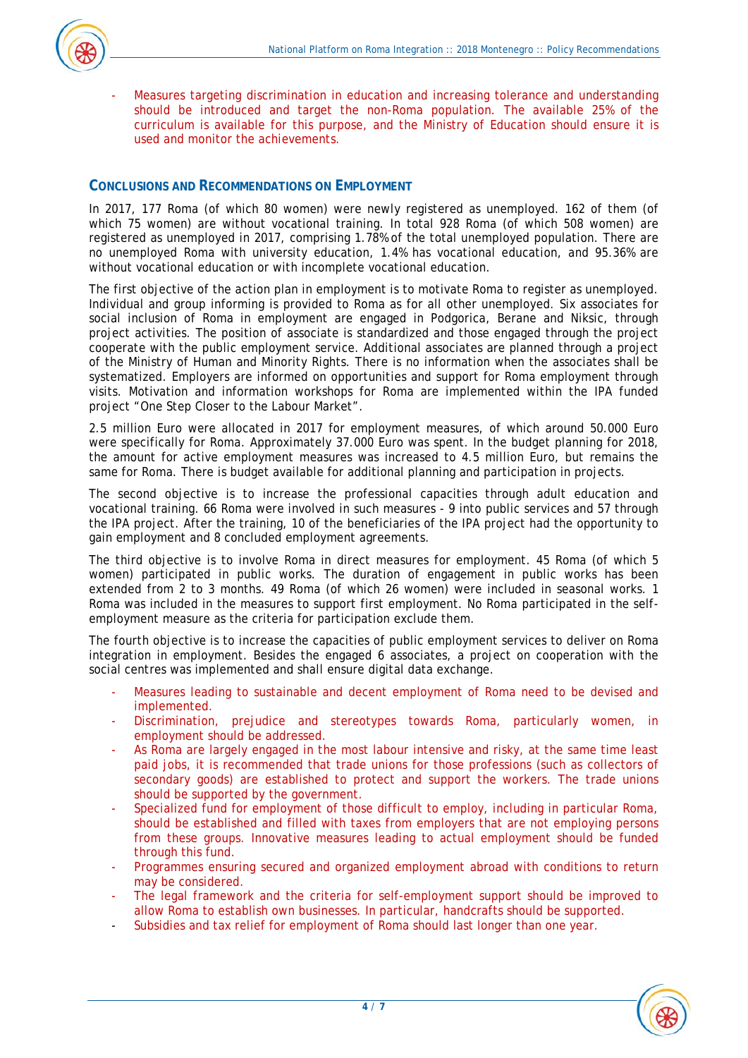- Measures targeting discrimination in education and increasing tolerance and understanding should be introduced and target the non-Roma population. The available 25% of the curriculum is available for this purpose, and the Ministry of Education should ensure it is used and monitor the achievements.

## CONCLUSIONS AND RECOMMENDATIONS ON EMPLOYMENT

In 2017, 177 Roma (of which 80 women) were newly registered as unemployed. 162 of them (of which 75 women) are without vocational training. In total 928 Roma (of which 508 women) are registered as unemployed in 2017, comprising 1.78% of the total unemployed population. There are no unemployed Roma with university education, 1.4% has vocational education, and 95.36% are without vocational education or with incomplete vocational education.

The first objective of the action plan in employment is to motivate Roma to register as unemployed. Individual and group informing is provided to Roma as for all other unemployed. Six associates for social inclusion of Roma in employment are engaged in Podgorica, Berane and Niksic, through project activities. The position of associate is standardized and those engaged through the project cooperate with the public employment service. Additional associates are planned through a project of the Ministry of Human and Minority Rights. There is no information when the associates shall be systematized. Employers are informed on opportunities and support for Roma employment through visits. Motivation and information workshops for Roma are implemented within the IPA funded project "One Step Closer to the Labour Market".

2.5 million Euro were allocated in 2017 for employment measures, of which around 50.000 Euro were specifically for Roma. Approximately 37.000 Euro was spent. In the budget planning for 2018, the amount for active employment measures was increased to 4.5 million Euro, but remains the same for Roma. There is budget available for additional planning and participation in projects.

The second objective is to increase the professional capacities through adult education and vocational training. 66 Roma were involved in such measures - 9 into public services and 57 through the IPA project. After the training, 10 of the beneficiaries of the IPA project had the opportunity to gain employment and 8 concluded employment agreements.

The third objective is to involve Roma in direct measures for employment. 45 Roma (of which 5 women) participated in public works. The duration of engagement in public works has been extended from 2 to 3 months. 49 Roma (of which 26 women) were included in seasonal works. 1 Roma was included in the measures to support first employment. No Roma participated in the self-employment measure as the criteria for participation exclude them.

The fourth objective is to increase the capacities of public employment services to deliver on Roma integration in employment. Besides the engaged 6 associates, a project on cooperation with the social centres was implemented and shall ensure digital data exchange.

- Measures leading to sustainable and decent employment of Roma need to be devised and implemented.
- Discrimination, prejudice and stereotypes towards Roma, particularly women, in employment should be addressed.
- As Roma are largely engaged in the most labour intensive and risky, at the same time least paid jobs, it is recommended that trade unions for those professions (such as collectors of secondary goods) are established to protect and support the workers. The trade unions should be supported by the government.
- Specialized fund for employment of those difficult to employ, including in particular Roma, should be established and filled with taxes from employers that are not employing persons from these groups. Innovative measures leading to actual employment should be funded through this fund.
- Programmes ensuring secured and organized employment abroad with conditions to return may be considered.
- The legal framework and the criteria for self-employment support should be improved to allow Roma to establish own businesses. In particular, handcrafts should be supported.
- Subsidies and tax relief for employment of Roma should last longer than one year.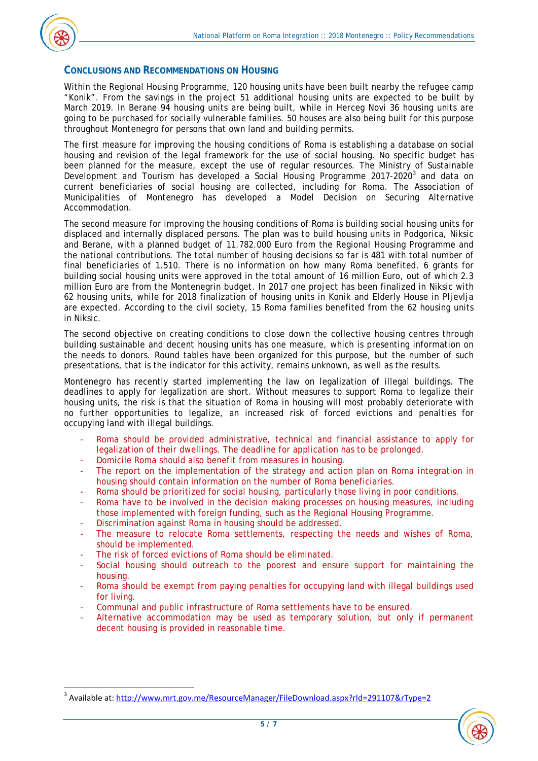## CONCLUSIONS AND RECOMMENDATIONS ON HOUSING

Within the Regional Housing Programme, 120 housing units have been built nearby the refugee camp "Konik". From the savings in the project 51 additional housing units are expected to be built by March 2019. In Berane 94 housing units are being built, while in Herceg Novi 36 housing units are going to be purchased for socially vulnerable families. 50 houses are also being built for this purpose throughout Montenegro for persons that own land and building permits.

The first measure for improving the housing conditions of Roma is establishing a database on social housing and revision of the legal framework for the use of social housing. No specific budget has been planned for the measure, except the use of regular resources. The Ministry of Sustainable Development and Tourism has developed a Social Housing Programme 2017-2020[3] and data on current beneficiaries of social housing are collected, including for Roma. The Association of Municipalities of Montenegro has developed a Model Decision on Securing Alternative Accommodation.

The second measure for improving the housing conditions of Roma is building social housing units for displaced and internally displaced persons. The plan was to build housing units in Podgorica, Niksic and Berane, with a planned budget of 11.782.000 Euro from the Regional Housing Programme and the national contributions. The total number of housing decisions so far is 481 with total number of final beneficiaries of 1.510. There is no information on how many Roma benefited. 6 grants for building social housing units were approved in the total amount of 16 million Euro, out of which 2.3 million Euro are from the Montenegrin budget. In 2017 one project has been finalized in Niksic with 62 housing units, while for 2018 finalization of housing units in Konik and Elderly House in Pljevlja are expected. According to the civil society, 15 Roma families benefited from the 62 housing units in Niksic.

The second objective on creating conditions to close down the collective housing centres through building sustainable and decent housing units has one measure, which is presenting information on the needs to donors. Round tables have been organized for this purpose, but the number of such presentations, that is the indicator for this activity, remains unknown, as well as the results.

Montenegro has recently started implementing the law on legalization of illegal buildings. The deadlines to apply for legalization are short. Without measures to support Roma to legalize their housing units, the risk is that the situation of Roma in housing will most probably deteriorate with no further opportunities to legalize, an increased risk of forced evictions and penalties for occupying land with illegal buildings.

- Roma should be provided administrative, technical and financial assistance to apply for legalization of their dwellings. The deadline for application has to be prolonged.
- Domicile Roma should also benefit from measures in housing.
- The report on the implementation of the strategy and action plan on Roma integration in housing should contain information on the number of Roma beneficiaries.
- Roma should be prioritized for social housing, particularly those living in poor conditions.
- Roma have to be involved in the decision making processes on housing measures, including those implemented with foreign funding, such as the Regional Housing Programme.
- Discrimination against Roma in housing should be addressed.
- The measure to relocate Roma settlements, respecting the needs and wishes of Roma, should be implemented.
- The risk of forced evictions of Roma should be eliminated.
- Social housing should outreach to the poorest and ensure support for maintaining the housing.
- Roma should be exempt from paying penalties for occupying land with illegal buildings used for living.
- Communal and public infrastructure of Roma settlements have to be ensured.
- Alternative accommodation may be used as temporary solution, but only if permanent decent housing is provided in reasonable time.

---

[3] Available at: http://www.mrt.gov.me/ResourceManager/FileDownload.aspx?rId=291107&rType=2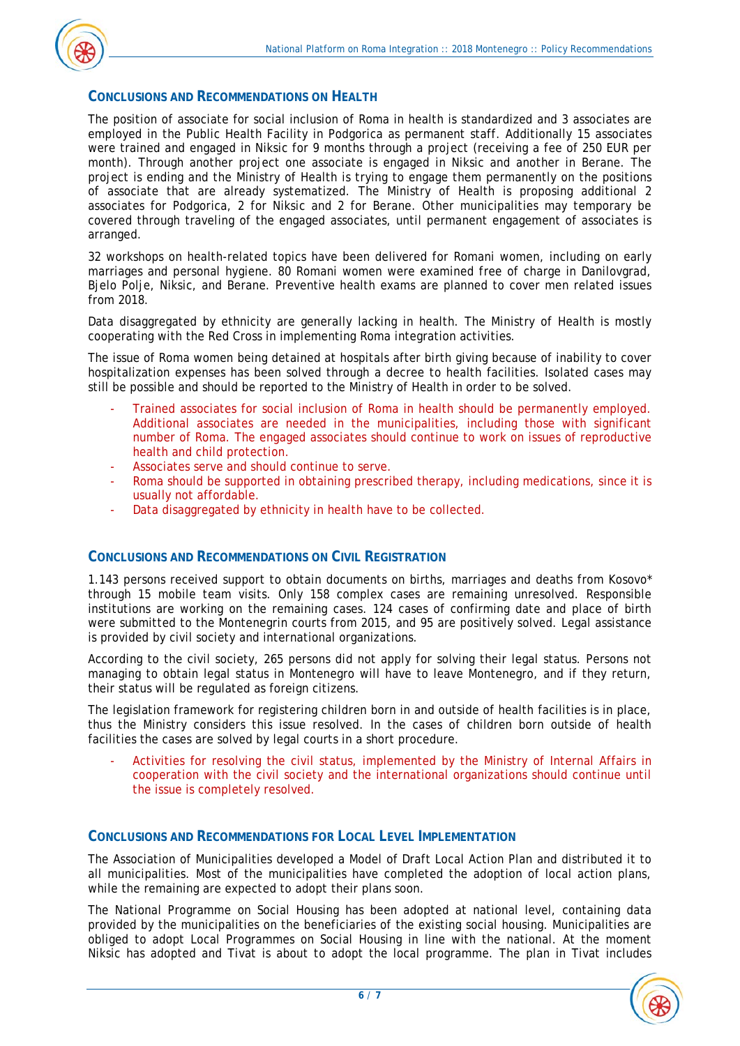## Conclusions and Recommendations on Health

The position of associate for social inclusion of Roma in health is standardized and 3 associates are employed in the Public Health Facility in Podgorica as permanent staff. Additionally 15 associates were trained and engaged in Niksic for 9 months through a project (receiving a fee of 250 EUR per month). Through another project one associate is engaged in Niksic and another in Berane. The project is ending and the Ministry of Health is trying to engage them permanently on the positions of associate that are already systematized. The Ministry of Health is proposing additional 2 associates for Podgorica, 2 for Niksic and 2 for Berane. Other municipalities may temporary be covered through traveling of the engaged associates, until permanent engagement of associates is arranged.

32 workshops on health-related topics have been delivered for Romani women, including on early marriages and personal hygiene. 80 Romani women were examined free of charge in Danilovgrad, Bjelo Polje, Niksic, and Berane. Preventive health exams are planned to cover men related issues from 2018.

Data disaggregated by ethnicity are generally lacking in health. The Ministry of Health is mostly cooperating with the Red Cross in implementing Roma integration activities.

The issue of Roma women being detained at hospitals after birth giving because of inability to cover hospitalization expenses has been solved through a decree to health facilities. Isolated cases may still be possible and should be reported to the Ministry of Health in order to be solved.

- Trained associates for social inclusion of Roma in health should be permanently employed. Additional associates are needed in the municipalities, including those with significant number of Roma. The engaged associates should continue to work on issues of reproductive health and child protection.
- Associates serve and should continue to serve.
- Roma should be supported in obtaining prescribed therapy, including medications, since it is usually not affordable.
- Data disaggregated by ethnicity in health have to be collected.

## Conclusions and Recommendations on Civil Registration

1.143 persons received support to obtain documents on births, marriages and deaths from Kosovo* through 15 mobile team visits. Only 158 complex cases are remaining unresolved. Responsible institutions are working on the remaining cases. 124 cases of confirming date and place of birth were submitted to the Montenegrin courts from 2015, and 95 are positively solved. Legal assistance is provided by civil society and international organizations.

According to the civil society, 265 persons did not apply for solving their legal status. Persons not managing to obtain legal status in Montenegro will have to leave Montenegro, and if they return, their status will be regulated as foreign citizens.

The legislation framework for registering children born in and outside of health facilities is in place, thus the Ministry considers this issue resolved. In the cases of children born outside of health facilities the cases are solved by legal courts in a short procedure.

- Activities for resolving the civil status, implemented by the Ministry of Internal Affairs in cooperation with the civil society and the international organizations should continue until the issue is completely resolved.

## Conclusions and Recommendations for Local Level Implementation

The Association of Municipalities developed a Model of Draft Local Action Plan and distributed it to all municipalities. Most of the municipalities have completed the adoption of local action plans, while the remaining are expected to adopt their plans soon.

The National Programme on Social Housing has been adopted at national level, containing data provided by the municipalities on the beneficiaries of the existing social housing. Municipalities are obliged to adopt Local Programmes on Social Housing in line with the national. At the moment Niksic has adopted and Tivat is about to adopt the local programme. The plan in Tivat includes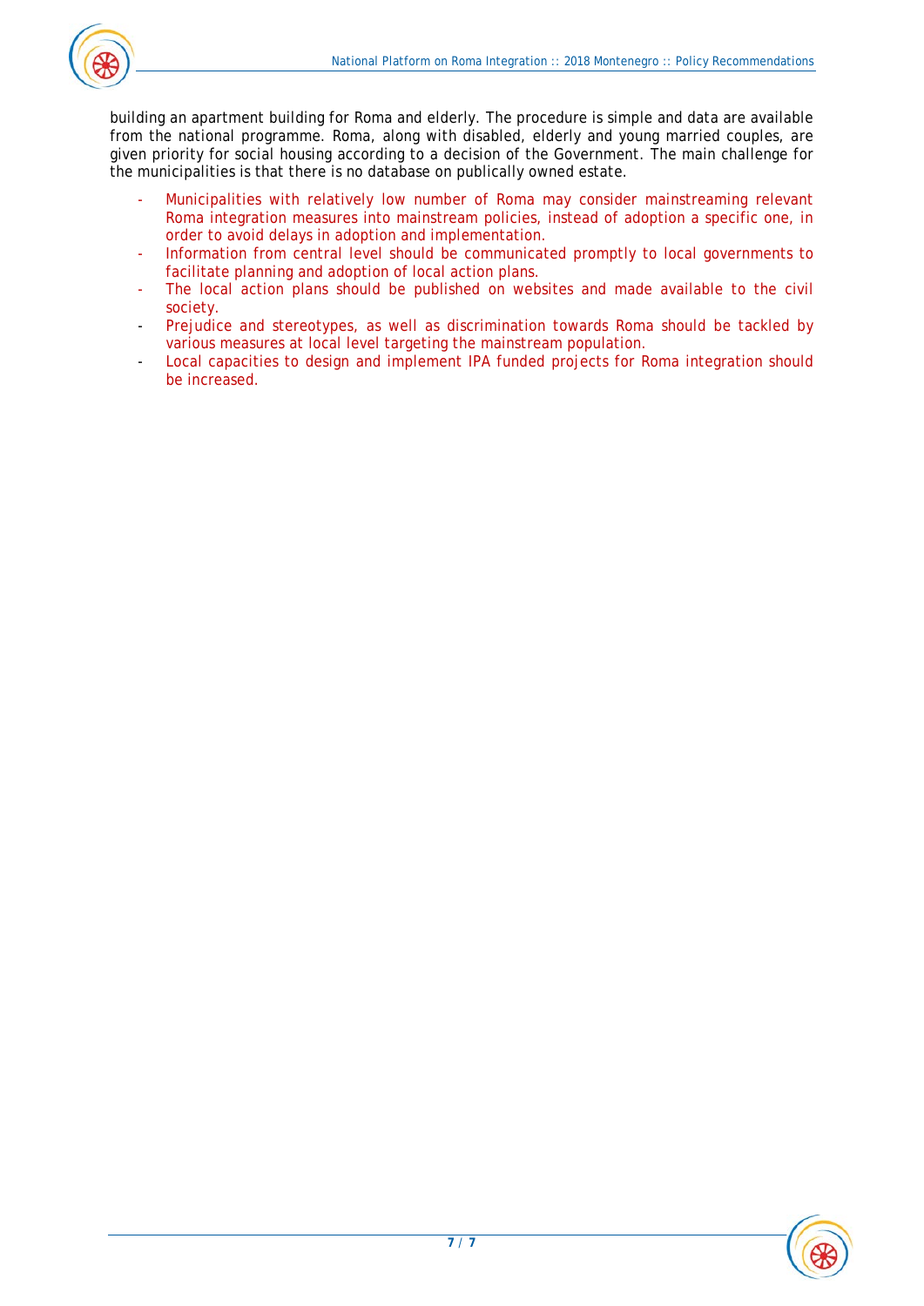building an apartment building for Roma and elderly. The procedure is simple and data are available from the national programme. Roma, along with disabled, elderly and young married couples, are given priority for social housing according to a decision of the Government. The main challenge for the municipalities is that there is no database on publically owned estate.

- Municipalities with relatively low number of Roma may consider mainstreaming relevant Roma integration measures into mainstream policies, instead of adoption a specific one, in order to avoid delays in adoption and implementation.
- Information from central level should be communicated promptly to local governments to facilitate planning and adoption of local action plans.
- The local action plans should be published on websites and made available to the civil society.
- Prejudice and stereotypes, as well as discrimination towards Roma should be tackled by various measures at local level targeting the mainstream population.
- Local capacities to design and implement IPA funded projects for Roma integration should be increased.